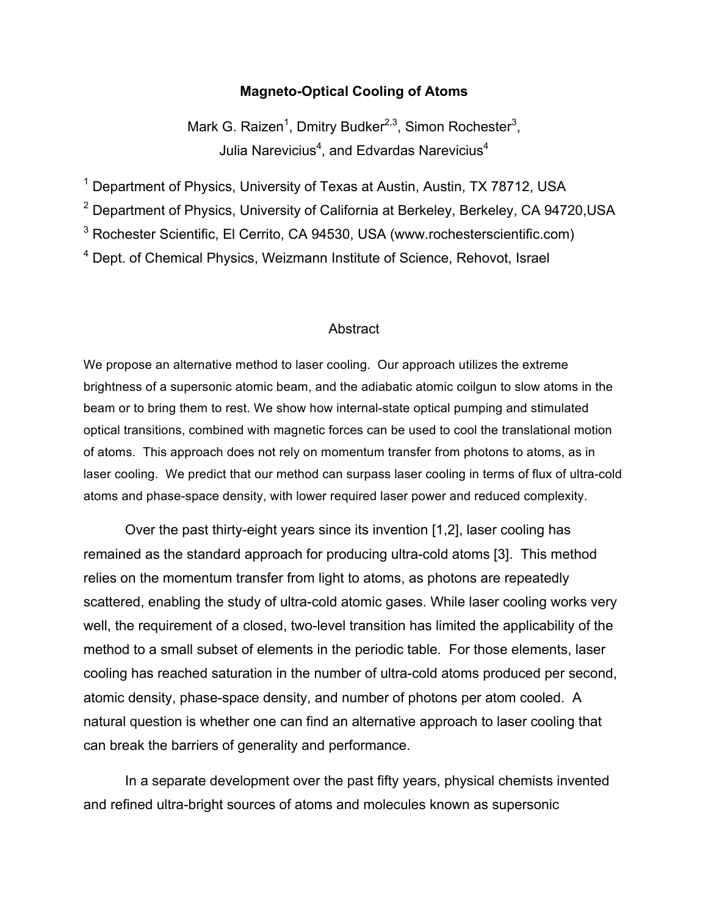# Magneto-Optical Cooling of Atoms

Mark G. Raizen[1], Dmitry Budker[2,3], Simon Rochester[3], Julia Narevicius[4], and Edvardas Narevicius[4]

[1] Department of Physics, University of Texas at Austin, Austin, TX 78712, USA

[2] Department of Physics, University of California at Berkeley, Berkeley, CA 94720,USA

[3] Rochester Scientific, El Cerrito, CA 94530, USA (www.rochesterscientific.com)

[4] Dept. of Chemical Physics, Weizmann Institute of Science, Rehovot, Israel

## Abstract

We propose an alternative method to laser cooling. Our approach utilizes the extreme brightness of a supersonic atomic beam, and the adiabatic atomic coilgun to slow atoms in the beam or to bring them to rest. We show how internal-state optical pumping and stimulated optical transitions, combined with magnetic forces can be used to cool the translational motion of atoms. This approach does not rely on momentum transfer from photons to atoms, as in laser cooling. We predict that our method can surpass laser cooling in terms of flux of ultra-cold atoms and phase-space density, with lower required laser power and reduced complexity.

Over the past thirty-eight years since its invention [1,2], laser cooling has remained as the standard approach for producing ultra-cold atoms [3]. This method relies on the momentum transfer from light to atoms, as photons are repeatedly scattered, enabling the study of ultra-cold atomic gases. While laser cooling works very well, the requirement of a closed, two-level transition has limited the applicability of the method to a small subset of elements in the periodic table. For those elements, laser cooling has reached saturation in the number of ultra-cold atoms produced per second, atomic density, phase-space density, and number of photons per atom cooled. A natural question is whether one can find an alternative approach to laser cooling that can break the barriers of generality and performance.

In a separate development over the past fifty years, physical chemists invented and refined ultra-bright sources of atoms and molecules known as supersonic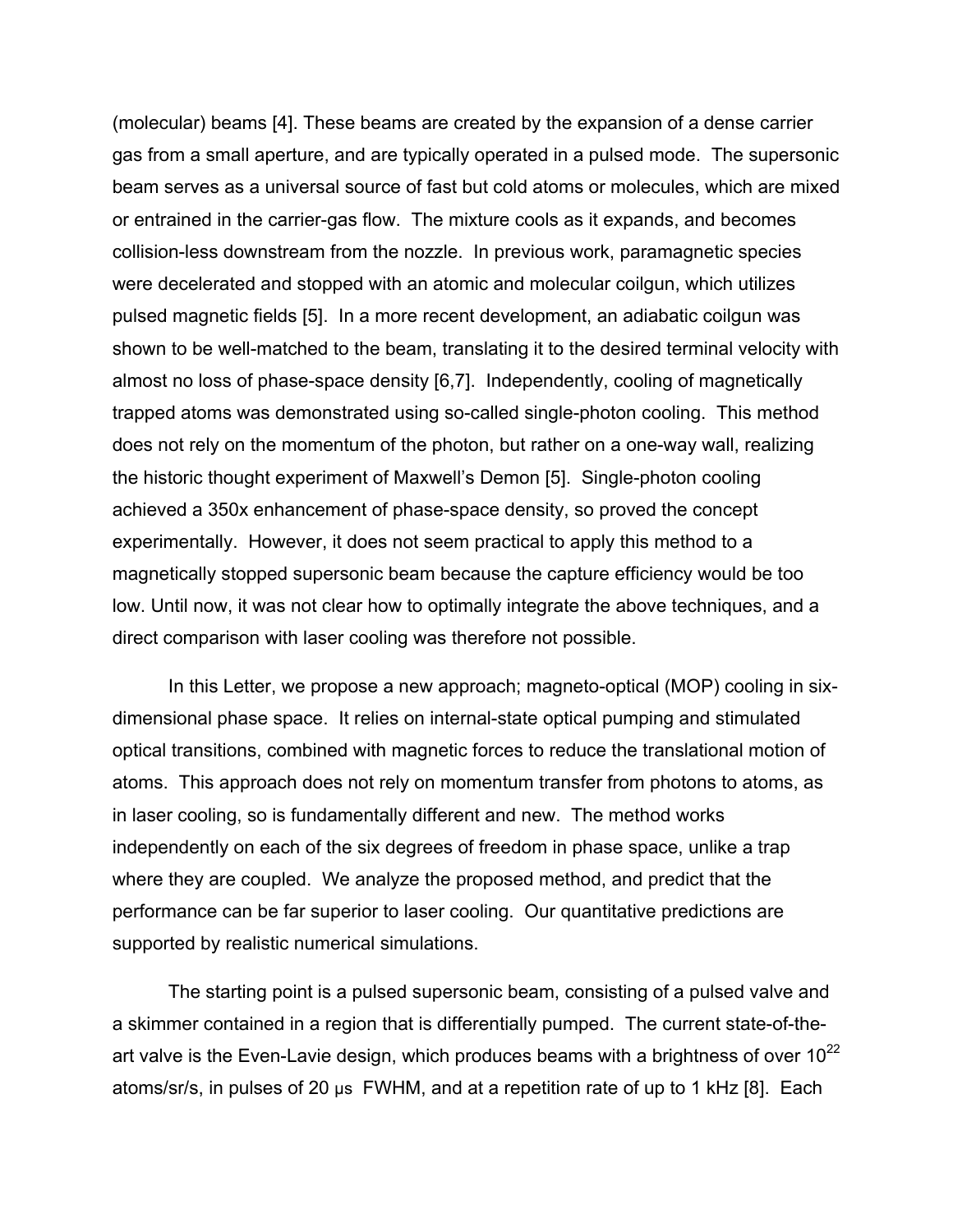(molecular) beams [4]. These beams are created by the expansion of a dense carrier gas from a small aperture, and are typically operated in a pulsed mode. The supersonic beam serves as a universal source of fast but cold atoms or molecules, which are mixed or entrained in the carrier-gas flow. The mixture cools as it expands, and becomes collision-less downstream from the nozzle. In previous work, paramagnetic species were decelerated and stopped with an atomic and molecular coilgun, which utilizes pulsed magnetic fields [5]. In a more recent development, an adiabatic coilgun was shown to be well-matched to the beam, translating it to the desired terminal velocity with almost no loss of phase-space density [6,7]. Independently, cooling of magnetically trapped atoms was demonstrated using so-called single-photon cooling. This method does not rely on the momentum of the photon, but rather on a one-way wall, realizing the historic thought experiment of Maxwell's Demon [5]. Single-photon cooling achieved a 350x enhancement of phase-space density, so proved the concept experimentally. However, it does not seem practical to apply this method to a magnetically stopped supersonic beam because the capture efficiency would be too low. Until now, it was not clear how to optimally integrate the above techniques, and a direct comparison with laser cooling was therefore not possible.

In this Letter, we propose a new approach; magneto-optical (MOP) cooling in six-dimensional phase space. It relies on internal-state optical pumping and stimulated optical transitions, combined with magnetic forces to reduce the translational motion of atoms. This approach does not rely on momentum transfer from photons to atoms, as in laser cooling, so is fundamentally different and new. The method works independently on each of the six degrees of freedom in phase space, unlike a trap where they are coupled. We analyze the proposed method, and predict that the performance can be far superior to laser cooling. Our quantitative predictions are supported by realistic numerical simulations.

The starting point is a pulsed supersonic beam, consisting of a pulsed valve and a skimmer contained in a region that is differentially pumped. The current state-of-the-art valve is the Even-Lavie design, which produces beams with a brightness of over $10^{22}$ atoms/sr/s, in pulses of 20 μs FWHM, and at a repetition rate of up to 1 kHz [8]. Each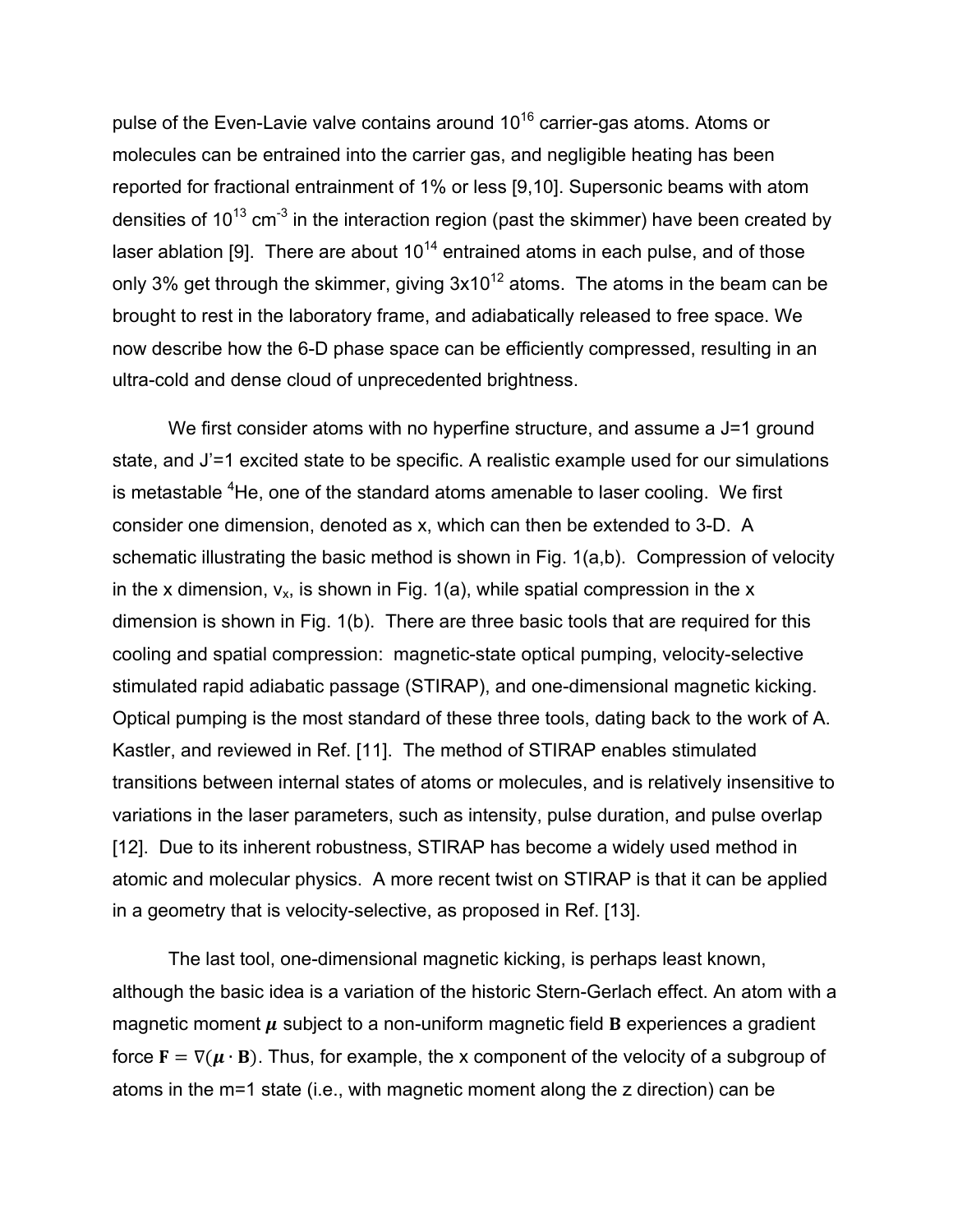pulse of the Even-Lavie valve contains around $10^{16}$ carrier-gas atoms. Atoms or molecules can be entrained into the carrier gas, and negligible heating has been reported for fractional entrainment of 1% or less [9,10]. Supersonic beams with atom densities of $10^{13}$ cm$^{-3}$ in the interaction region (past the skimmer) have been created by laser ablation [9]. There are about $10^{14}$ entrained atoms in each pulse, and of those only 3% get through the skimmer, giving $3\text{x}10^{12}$ atoms. The atoms in the beam can be brought to rest in the laboratory frame, and adiabatically released to free space. We now describe how the 6-D phase space can be efficiently compressed, resulting in an ultra-cold and dense cloud of unprecedented brightness.

We first consider atoms with no hyperfine structure, and assume a J=1 ground state, and J'=1 excited state to be specific. A realistic example used for our simulations is metastable $^4$He, one of the standard atoms amenable to laser cooling. We first consider one dimension, denoted as x, which can then be extended to 3-D. A schematic illustrating the basic method is shown in Fig. 1(a,b). Compression of velocity in the x dimension, $v_x$, is shown in Fig. 1(a), while spatial compression in the x dimension is shown in Fig. 1(b). There are three basic tools that are required for this cooling and spatial compression: magnetic-state optical pumping, velocity-selective stimulated rapid adiabatic passage (STIRAP), and one-dimensional magnetic kicking. Optical pumping is the most standard of these three tools, dating back to the work of A. Kastler, and reviewed in Ref. [11]. The method of STIRAP enables stimulated transitions between internal states of atoms or molecules, and is relatively insensitive to variations in the laser parameters, such as intensity, pulse duration, and pulse overlap [12]. Due to its inherent robustness, STIRAP has become a widely used method in atomic and molecular physics. A more recent twist on STIRAP is that it can be applied in a geometry that is velocity-selective, as proposed in Ref. [13].

The last tool, one-dimensional magnetic kicking, is perhaps least known, although the basic idea is a variation of the historic Stern-Gerlach effect. An atom with a magnetic moment $\boldsymbol{\mu}$ subject to a non-uniform magnetic field $\mathbf{B}$ experiences a gradient force $\mathbf{F} = \nabla(\boldsymbol{\mu} \cdot \mathbf{B})$. Thus, for example, the x component of the velocity of a subgroup of atoms in the m=1 state (i.e., with magnetic moment along the z direction) can be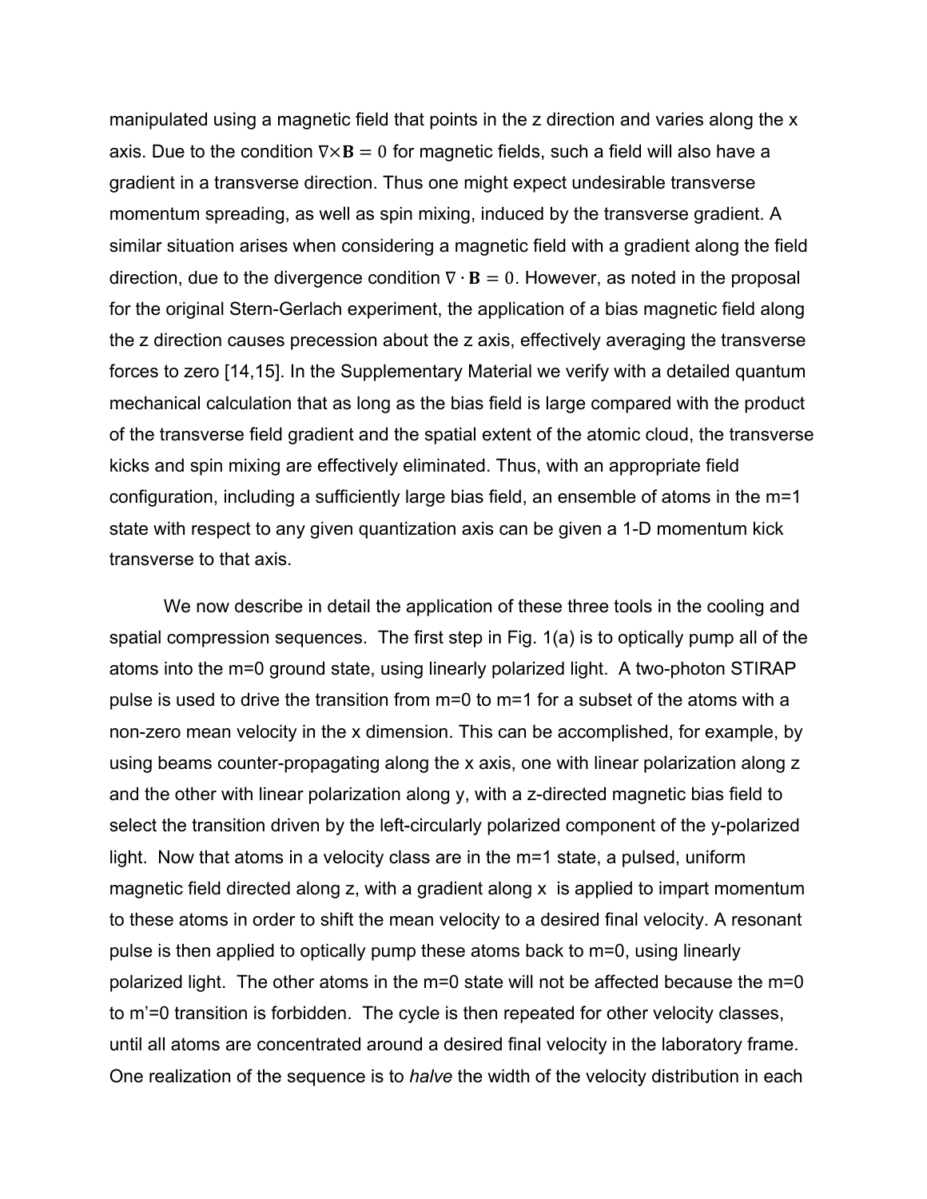manipulated using a magnetic field that points in the z direction and varies along the x axis. Due to the condition $\nabla\times\mathbf{B}=0$ for magnetic fields, such a field will also have a gradient in a transverse direction. Thus one might expect undesirable transverse momentum spreading, as well as spin mixing, induced by the transverse gradient. A similar situation arises when considering a magnetic field with a gradient along the field direction, due to the divergence condition $\nabla\cdot\mathbf{B}=0$. However, as noted in the proposal for the original Stern-Gerlach experiment, the application of a bias magnetic field along the z direction causes precession about the z axis, effectively averaging the transverse forces to zero [14,15]. In the Supplementary Material we verify with a detailed quantum mechanical calculation that as long as the bias field is large compared with the product of the transverse field gradient and the spatial extent of the atomic cloud, the transverse kicks and spin mixing are effectively eliminated. Thus, with an appropriate field configuration, including a sufficiently large bias field, an ensemble of atoms in the m=1 state with respect to any given quantization axis can be given a 1-D momentum kick transverse to that axis.

We now describe in detail the application of these three tools in the cooling and spatial compression sequences. The first step in Fig. 1(a) is to optically pump all of the atoms into the m=0 ground state, using linearly polarized light. A two-photon STIRAP pulse is used to drive the transition from m=0 to m=1 for a subset of the atoms with a non-zero mean velocity in the x dimension. This can be accomplished, for example, by using beams counter-propagating along the x axis, one with linear polarization along z and the other with linear polarization along y, with a z-directed magnetic bias field to select the transition driven by the left-circularly polarized component of the y-polarized light. Now that atoms in a velocity class are in the m=1 state, a pulsed, uniform magnetic field directed along z, with a gradient along x is applied to impart momentum to these atoms in order to shift the mean velocity to a desired final velocity. A resonant pulse is then applied to optically pump these atoms back to m=0, using linearly polarized light. The other atoms in the m=0 state will not be affected because the m=0 to m'=0 transition is forbidden. The cycle is then repeated for other velocity classes, until all atoms are concentrated around a desired final velocity in the laboratory frame. One realization of the sequence is to *halve* the width of the velocity distribution in each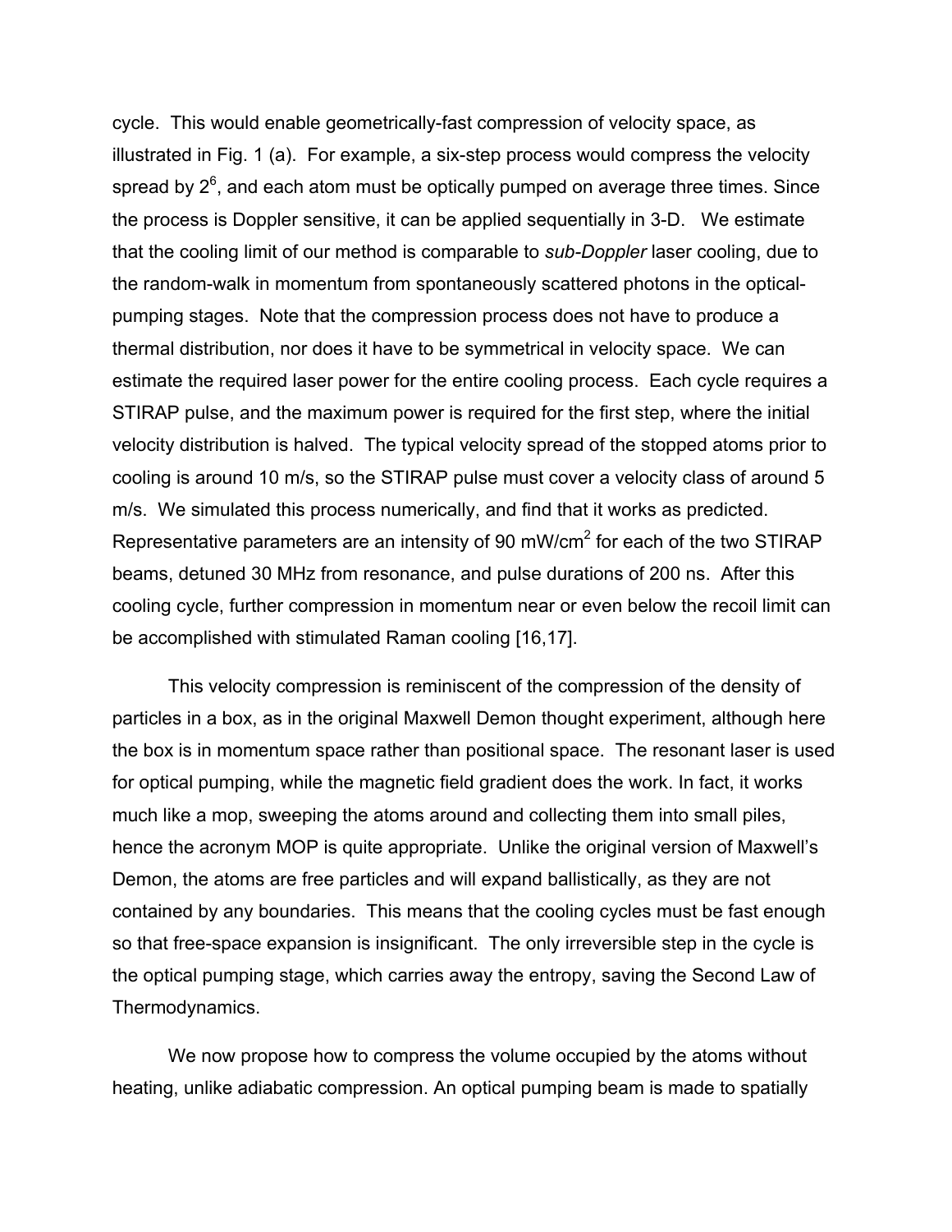cycle. This would enable geometrically-fast compression of velocity space, as illustrated in Fig. 1 (a). For example, a six-step process would compress the velocity spread by $2^6$, and each atom must be optically pumped on average three times. Since the process is Doppler sensitive, it can be applied sequentially in 3-D. We estimate that the cooling limit of our method is comparable to *sub-Doppler* laser cooling, due to the random-walk in momentum from spontaneously scattered photons in the optical-pumping stages. Note that the compression process does not have to produce a thermal distribution, nor does it have to be symmetrical in velocity space. We can estimate the required laser power for the entire cooling process. Each cycle requires a STIRAP pulse, and the maximum power is required for the first step, where the initial velocity distribution is halved. The typical velocity spread of the stopped atoms prior to cooling is around 10 m/s, so the STIRAP pulse must cover a velocity class of around 5 m/s. We simulated this process numerically, and find that it works as predicted. Representative parameters are an intensity of 90 mW/cm$^2$ for each of the two STIRAP beams, detuned 30 MHz from resonance, and pulse durations of 200 ns. After this cooling cycle, further compression in momentum near or even below the recoil limit can be accomplished with stimulated Raman cooling [16,17].

This velocity compression is reminiscent of the compression of the density of particles in a box, as in the original Maxwell Demon thought experiment, although here the box is in momentum space rather than positional space. The resonant laser is used for optical pumping, while the magnetic field gradient does the work. In fact, it works much like a mop, sweeping the atoms around and collecting them into small piles, hence the acronym MOP is quite appropriate. Unlike the original version of Maxwell's Demon, the atoms are free particles and will expand ballistically, as they are not contained by any boundaries. This means that the cooling cycles must be fast enough so that free-space expansion is insignificant. The only irreversible step in the cycle is the optical pumping stage, which carries away the entropy, saving the Second Law of Thermodynamics.

We now propose how to compress the volume occupied by the atoms without heating, unlike adiabatic compression. An optical pumping beam is made to spatially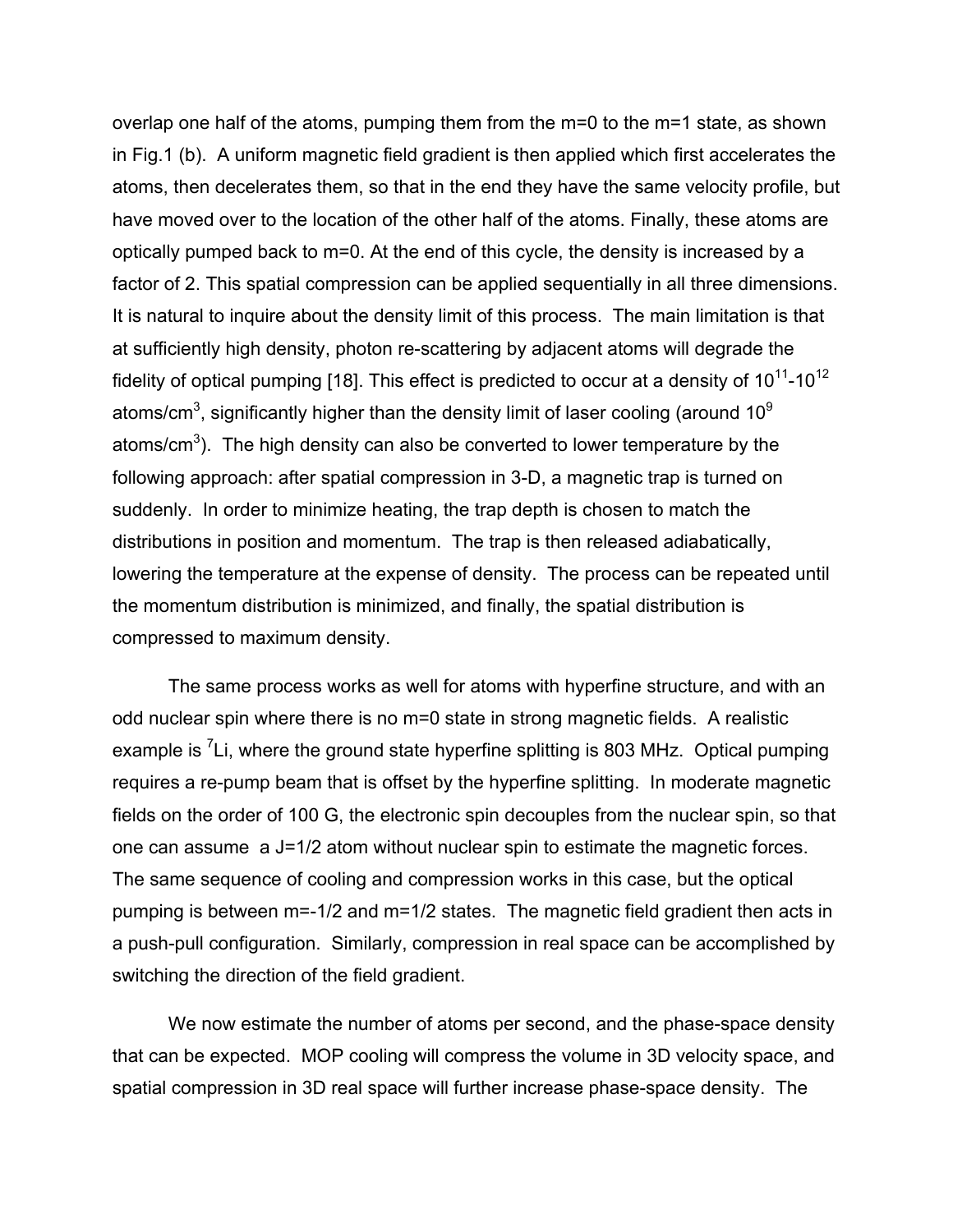overlap one half of the atoms, pumping them from the m=0 to the m=1 state, as shown in Fig.1 (b). A uniform magnetic field gradient is then applied which first accelerates the atoms, then decelerates them, so that in the end they have the same velocity profile, but have moved over to the location of the other half of the atoms. Finally, these atoms are optically pumped back to m=0. At the end of this cycle, the density is increased by a factor of 2. This spatial compression can be applied sequentially in all three dimensions. It is natural to inquire about the density limit of this process. The main limitation is that at sufficiently high density, photon re-scattering by adjacent atoms will degrade the fidelity of optical pumping [18]. This effect is predicted to occur at a density of $10^{11}$-$10^{12}$ atoms/cm$^3$, significantly higher than the density limit of laser cooling (around $10^9$ atoms/cm$^3$). The high density can also be converted to lower temperature by the following approach: after spatial compression in 3-D, a magnetic trap is turned on suddenly. In order to minimize heating, the trap depth is chosen to match the distributions in position and momentum. The trap is then released adiabatically, lowering the temperature at the expense of density. The process can be repeated until the momentum distribution is minimized, and finally, the spatial distribution is compressed to maximum density.

The same process works as well for atoms with hyperfine structure, and with an odd nuclear spin where there is no m=0 state in strong magnetic fields. A realistic example is $^7$Li, where the ground state hyperfine splitting is 803 MHz. Optical pumping requires a re-pump beam that is offset by the hyperfine splitting. In moderate magnetic fields on the order of 100 G, the electronic spin decouples from the nuclear spin, so that one can assume a J=1/2 atom without nuclear spin to estimate the magnetic forces. The same sequence of cooling and compression works in this case, but the optical pumping is between m=-1/2 and m=1/2 states. The magnetic field gradient then acts in a push-pull configuration. Similarly, compression in real space can be accomplished by switching the direction of the field gradient.

We now estimate the number of atoms per second, and the phase-space density that can be expected. MOP cooling will compress the volume in 3D velocity space, and spatial compression in 3D real space will further increase phase-space density. The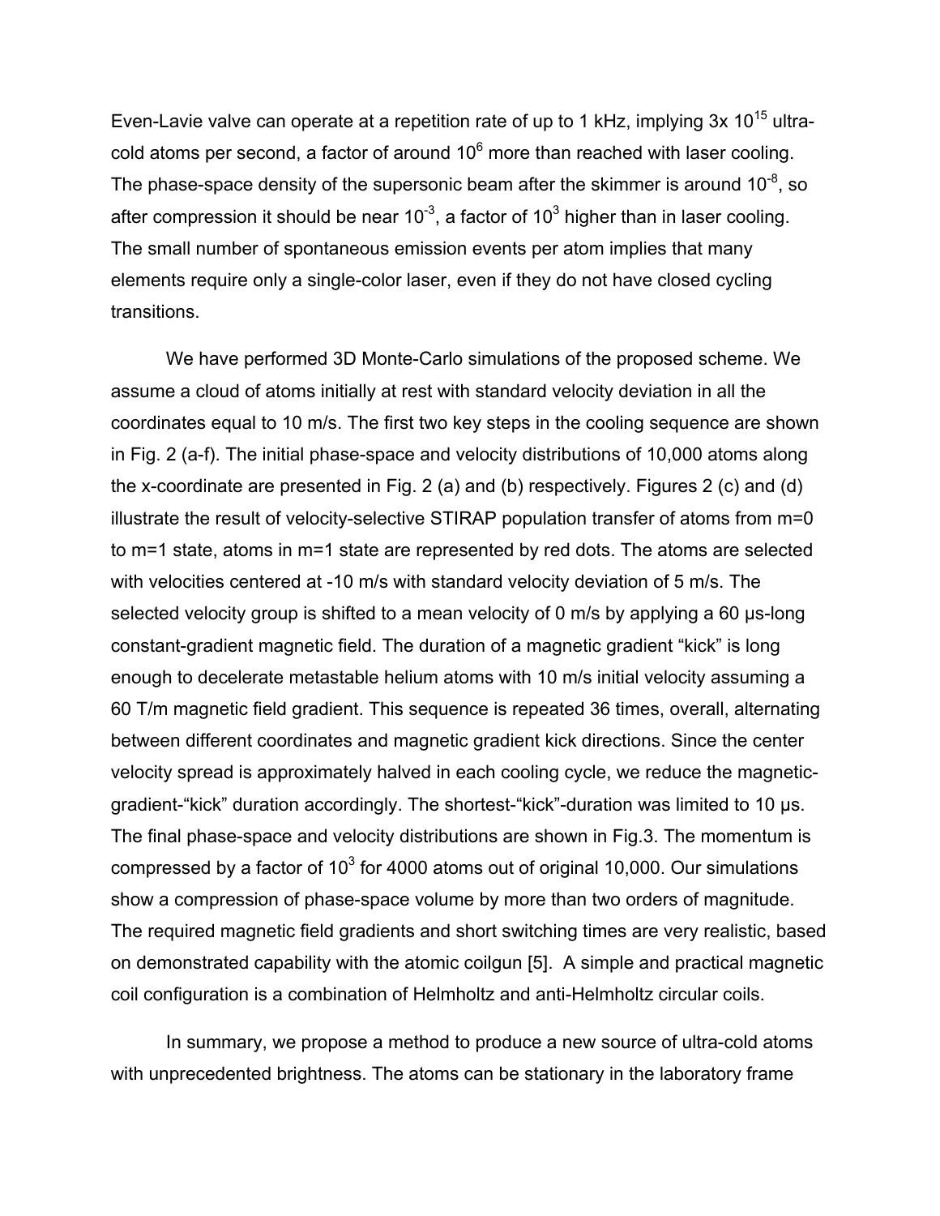Even-Lavie valve can operate at a repetition rate of up to 1 kHz, implying 3x $10^{15}$ ultra-cold atoms per second, a factor of around $10^6$ more than reached with laser cooling. The phase-space density of the supersonic beam after the skimmer is around $10^{-8}$, so after compression it should be near $10^{-3}$, a factor of $10^3$ higher than in laser cooling. The small number of spontaneous emission events per atom implies that many elements require only a single-color laser, even if they do not have closed cycling transitions.

We have performed 3D Monte-Carlo simulations of the proposed scheme. We assume a cloud of atoms initially at rest with standard velocity deviation in all the coordinates equal to 10 m/s. The first two key steps in the cooling sequence are shown in Fig. 2 (a-f). The initial phase-space and velocity distributions of 10,000 atoms along the x-coordinate are presented in Fig. 2 (a) and (b) respectively. Figures 2 (c) and (d) illustrate the result of velocity-selective STIRAP population transfer of atoms from m=0 to m=1 state, atoms in m=1 state are represented by red dots. The atoms are selected with velocities centered at -10 m/s with standard velocity deviation of 5 m/s. The selected velocity group is shifted to a mean velocity of 0 m/s by applying a 60 μs-long constant-gradient magnetic field. The duration of a magnetic gradient "kick" is long enough to decelerate metastable helium atoms with 10 m/s initial velocity assuming a 60 T/m magnetic field gradient. This sequence is repeated 36 times, overall, alternating between different coordinates and magnetic gradient kick directions. Since the center velocity spread is approximately halved in each cooling cycle, we reduce the magnetic-gradient-"kick" duration accordingly. The shortest-"kick"-duration was limited to 10 μs. The final phase-space and velocity distributions are shown in Fig.3. The momentum is compressed by a factor of $10^3$ for 4000 atoms out of original 10,000. Our simulations show a compression of phase-space volume by more than two orders of magnitude. The required magnetic field gradients and short switching times are very realistic, based on demonstrated capability with the atomic coilgun [5]. A simple and practical magnetic coil configuration is a combination of Helmholtz and anti-Helmholtz circular coils.

In summary, we propose a method to produce a new source of ultra-cold atoms with unprecedented brightness. The atoms can be stationary in the laboratory frame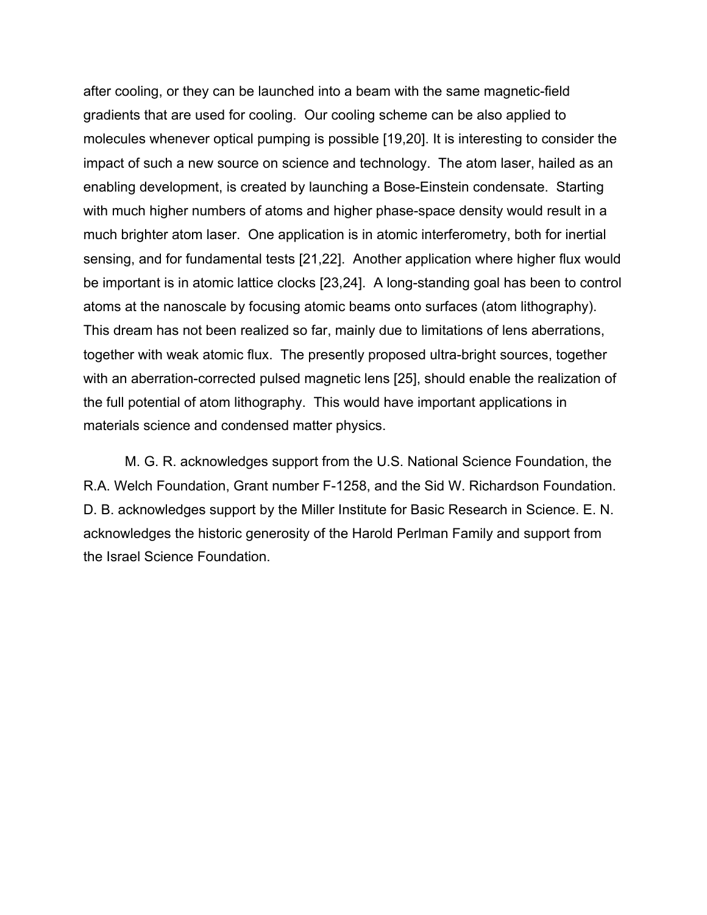after cooling, or they can be launched into a beam with the same magnetic-field gradients that are used for cooling. Our cooling scheme can be also applied to molecules whenever optical pumping is possible [19,20]. It is interesting to consider the impact of such a new source on science and technology. The atom laser, hailed as an enabling development, is created by launching a Bose-Einstein condensate. Starting with much higher numbers of atoms and higher phase-space density would result in a much brighter atom laser. One application is in atomic interferometry, both for inertial sensing, and for fundamental tests [21,22]. Another application where higher flux would be important is in atomic lattice clocks [23,24]. A long-standing goal has been to control atoms at the nanoscale by focusing atomic beams onto surfaces (atom lithography). This dream has not been realized so far, mainly due to limitations of lens aberrations, together with weak atomic flux. The presently proposed ultra-bright sources, together with an aberration-corrected pulsed magnetic lens [25], should enable the realization of the full potential of atom lithography. This would have important applications in materials science and condensed matter physics.

M. G. R. acknowledges support from the U.S. National Science Foundation, the R.A. Welch Foundation, Grant number F-1258, and the Sid W. Richardson Foundation. D. B. acknowledges support by the Miller Institute for Basic Research in Science. E. N. acknowledges the historic generosity of the Harold Perlman Family and support from the Israel Science Foundation.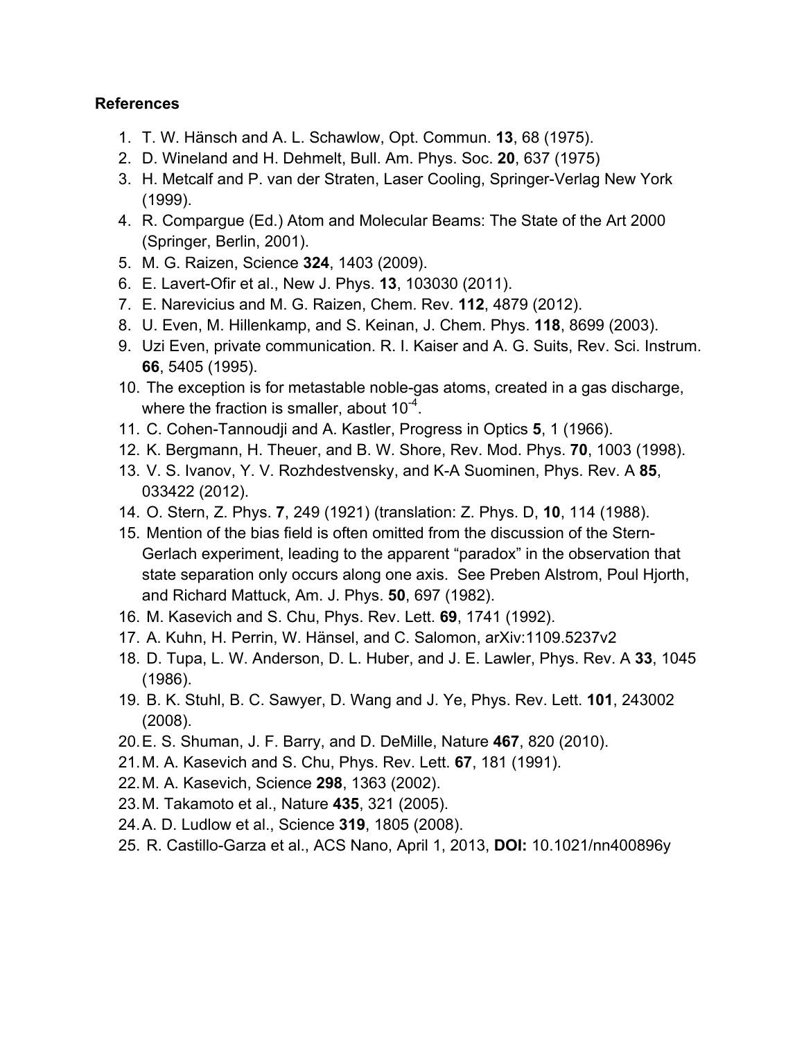**References**

1. T. W. Hänsch and A. L. Schawlow, Opt. Commun. **13**, 68 (1975).
2. D. Wineland and H. Dehmelt, Bull. Am. Phys. Soc. **20**, 637 (1975)
3. H. Metcalf and P. van der Straten, Laser Cooling, Springer-Verlag New York (1999).
4. R. Compargue (Ed.) Atom and Molecular Beams: The State of the Art 2000 (Springer, Berlin, 2001).
5. M. G. Raizen, Science **324**, 1403 (2009).
6. E. Lavert-Ofir et al., New J. Phys. **13**, 103030 (2011).
7. E. Narevicius and M. G. Raizen, Chem. Rev. **112**, 4879 (2012).
8. U. Even, M. Hillenkamp, and S. Keinan, J. Chem. Phys. **118**, 8699 (2003).
9. Uzi Even, private communication. R. I. Kaiser and A. G. Suits, Rev. Sci. Instrum. **66**, 5405 (1995).
10. The exception is for metastable noble-gas atoms, created in a gas discharge, where the fraction is smaller, about $10^{-4}$.
11. C. Cohen-Tannoudji and A. Kastler, Progress in Optics **5**, 1 (1966).
12. K. Bergmann, H. Theuer, and B. W. Shore, Rev. Mod. Phys. **70**, 1003 (1998).
13. V. S. Ivanov, Y. V. Rozhdestvensky, and K-A Suominen, Phys. Rev. A **85**, 033422 (2012).
14. O. Stern, Z. Phys. **7**, 249 (1921) (translation: Z. Phys. D, **10**, 114 (1988).
15. Mention of the bias field is often omitted from the discussion of the Stern-Gerlach experiment, leading to the apparent "paradox" in the observation that state separation only occurs along one axis. See Preben Alstrom, Poul Hjorth, and Richard Mattuck, Am. J. Phys. **50**, 697 (1982).
16. M. Kasevich and S. Chu, Phys. Rev. Lett. **69**, 1741 (1992).
17. A. Kuhn, H. Perrin, W. Hänsel, and C. Salomon, arXiv:1109.5237v2
18. D. Tupa, L. W. Anderson, D. L. Huber, and J. E. Lawler, Phys. Rev. A **33**, 1045 (1986).
19. B. K. Stuhl, B. C. Sawyer, D. Wang and J. Ye, Phys. Rev. Lett. **101**, 243002 (2008).
20. E. S. Shuman, J. F. Barry, and D. DeMille, Nature **467**, 820 (2010).
21. M. A. Kasevich and S. Chu, Phys. Rev. Lett. **67**, 181 (1991).
22. M. A. Kasevich, Science **298**, 1363 (2002).
23. M. Takamoto et al., Nature **435**, 321 (2005).
24. A. D. Ludlow et al., Science **319**, 1805 (2008).
25. R. Castillo-Garza et al., ACS Nano, April 1, 2013, **DOI:** 10.1021/nn400896y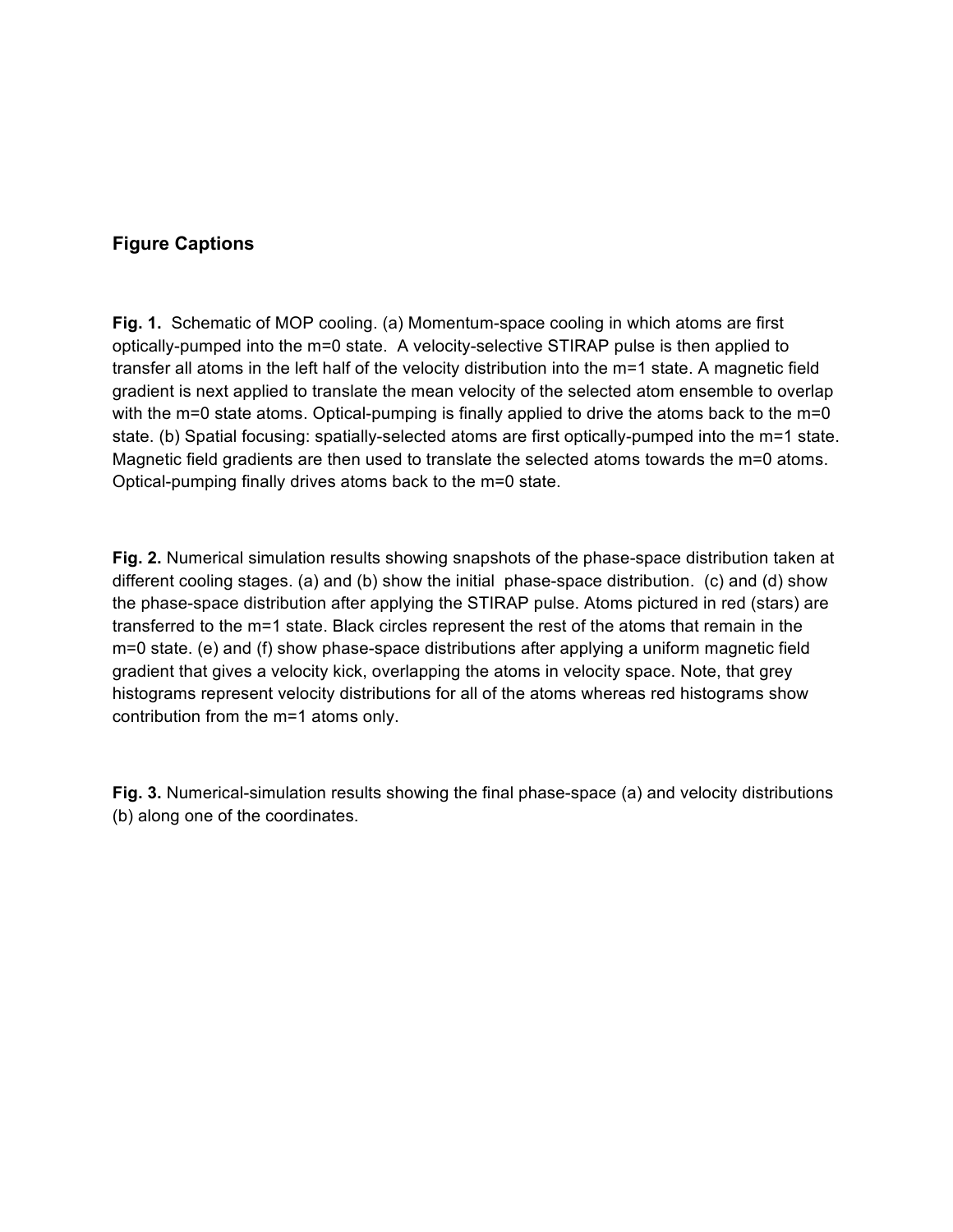## Figure Captions

**Fig. 1.** Schematic of MOP cooling. (a) Momentum-space cooling in which atoms are first optically-pumped into the m=0 state. A velocity-selective STIRAP pulse is then applied to transfer all atoms in the left half of the velocity distribution into the m=1 state. A magnetic field gradient is next applied to translate the mean velocity of the selected atom ensemble to overlap with the m=0 state atoms. Optical-pumping is finally applied to drive the atoms back to the m=0 state. (b) Spatial focusing: spatially-selected atoms are first optically-pumped into the m=1 state. Magnetic field gradients are then used to translate the selected atoms towards the m=0 atoms. Optical-pumping finally drives atoms back to the m=0 state.

**Fig. 2.** Numerical simulation results showing snapshots of the phase-space distribution taken at different cooling stages. (a) and (b) show the initial phase-space distribution. (c) and (d) show the phase-space distribution after applying the STIRAP pulse. Atoms pictured in red (stars) are transferred to the m=1 state. Black circles represent the rest of the atoms that remain in the m=0 state. (e) and (f) show phase-space distributions after applying a uniform magnetic field gradient that gives a velocity kick, overlapping the atoms in velocity space. Note, that grey histograms represent velocity distributions for all of the atoms whereas red histograms show contribution from the m=1 atoms only.

**Fig. 3.** Numerical-simulation results showing the final phase-space (a) and velocity distributions (b) along one of the coordinates.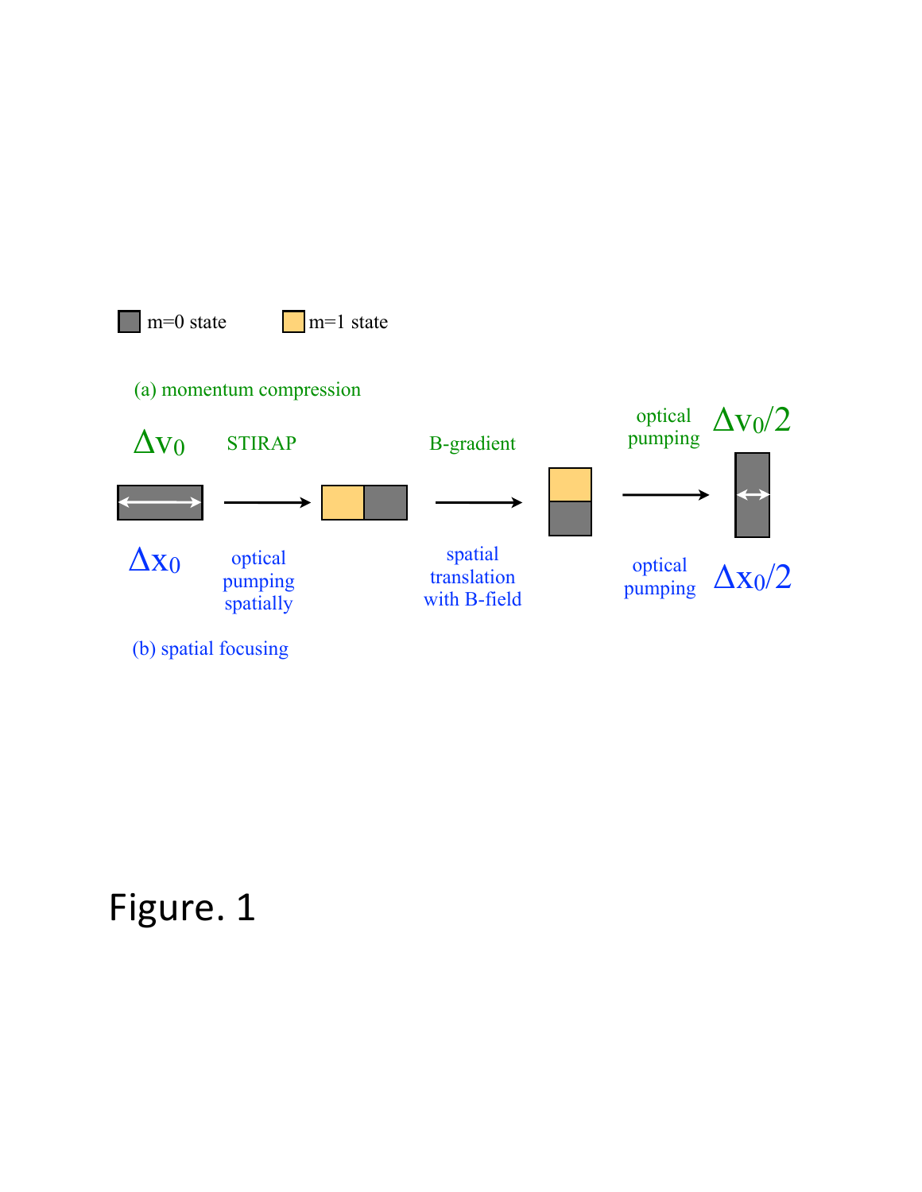m=0 state    m=1 state

(a) momentum compression

$\Delta v_0$    STIRAP    B-gradient    optical pumping    $\Delta v_0/2$

$\Delta x_0$    optical pumping spatially    spatial translation with B-field    optical pumping    $\Delta x_0/2$

(b) spatial focusing

Figure. 1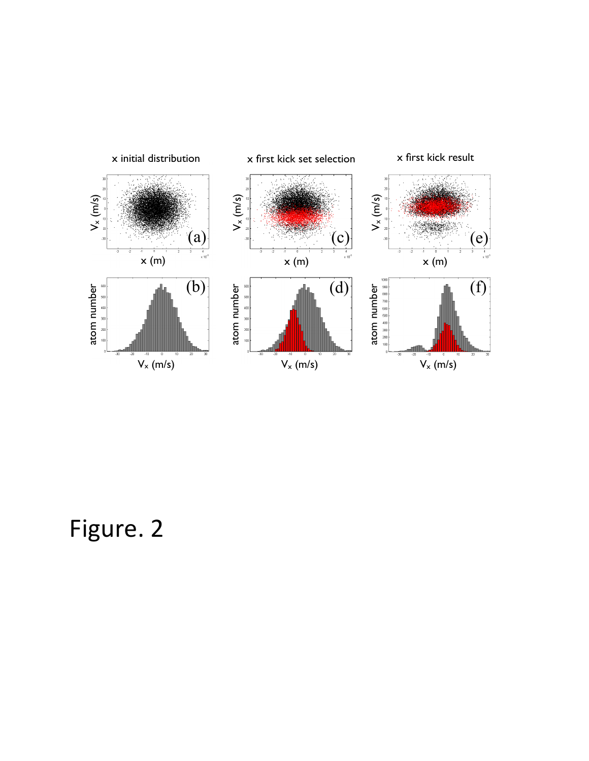x initial distribution

x first kick set selection

x first kick result

Figure. 2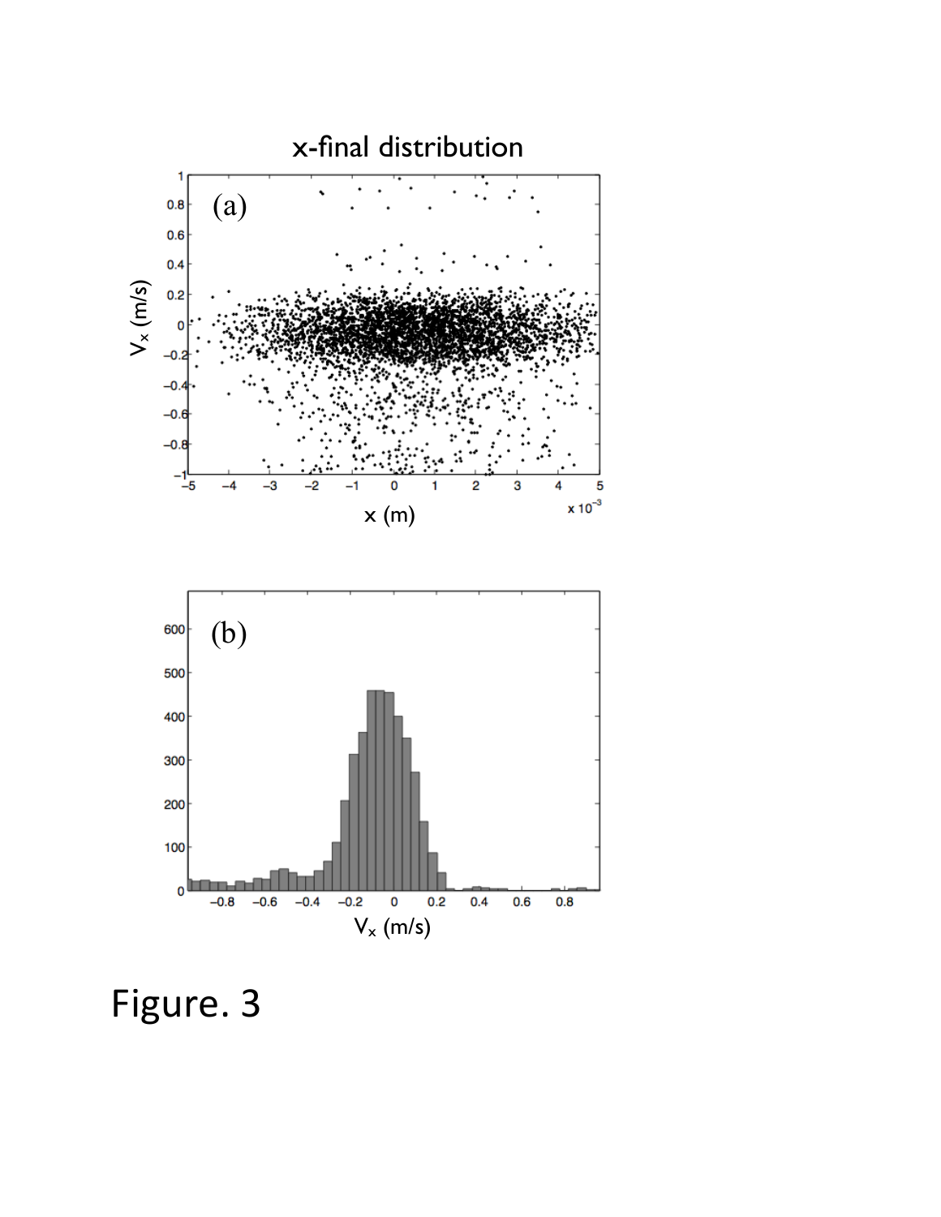x-final distribution

(a)

$V_x$ (m/s)

1
0.8
0.6
0.4
0.2
0
−0.2
−0.4
−0.6
−0.8
−1

−5 −4 −3 −2 −1 0 1 2 3 4 5

x (m)

x $10^{-3}$

(b)

600
500
400
300
200
100
0

−0.8 −0.6 −0.4 −0.2 0 0.2 0.4 0.6 0.8

$V_x$ (m/s)

Figure. 3